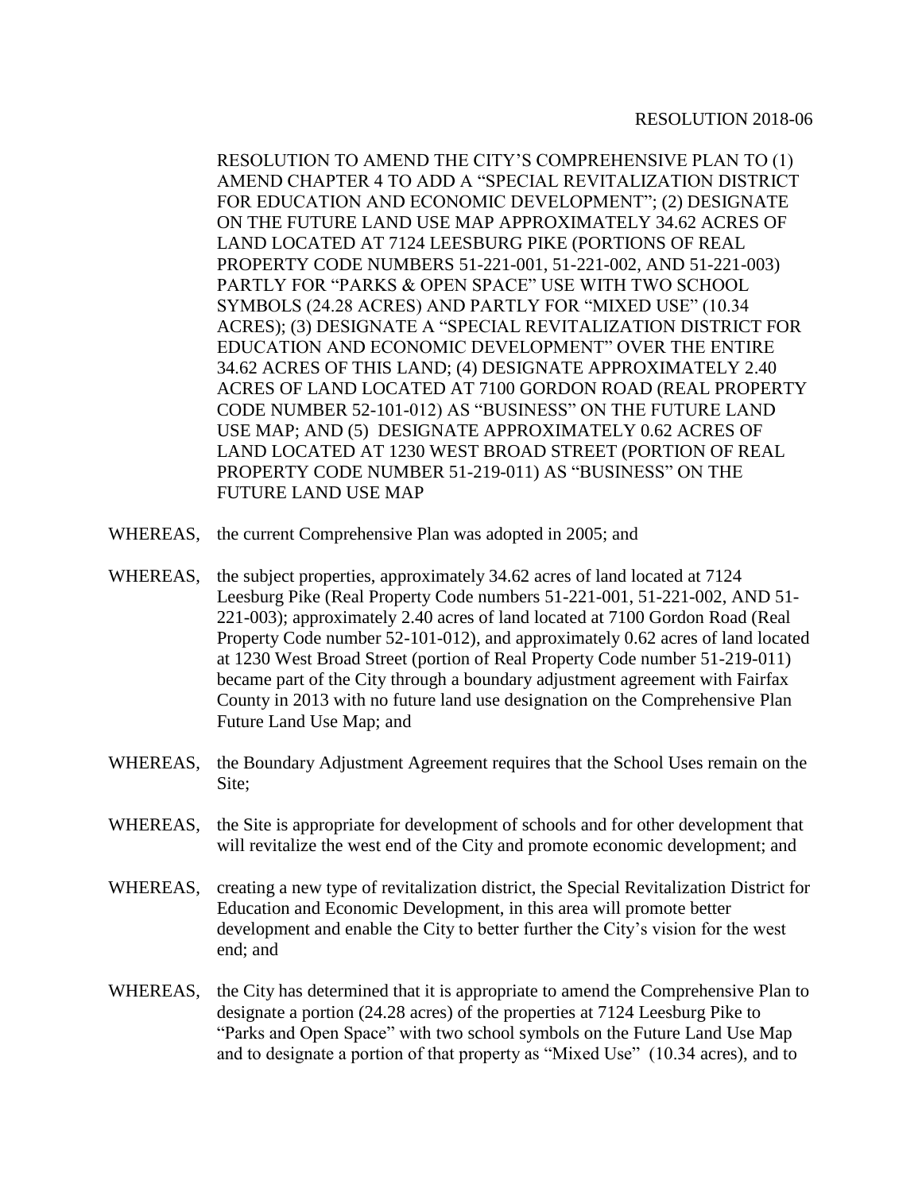RESOLUTION 2018-06

RESOLUTION TO AMEND THE CITY'S COMPREHENSIVE PLAN TO (1) AMEND CHAPTER 4 TO ADD A "SPECIAL REVITALIZATION DISTRICT FOR EDUCATION AND ECONOMIC DEVELOPMENT"; (2) DESIGNATE ON THE FUTURE LAND USE MAP APPROXIMATELY 34.62 ACRES OF LAND LOCATED AT 7124 LEESBURG PIKE (PORTIONS OF REAL PROPERTY CODE NUMBERS 51-221-001, 51-221-002, AND 51-221-003) PARTLY FOR "PARKS & OPEN SPACE" USE WITH TWO SCHOOL SYMBOLS (24.28 ACRES) AND PARTLY FOR "MIXED USE" (10.34 ACRES); (3) DESIGNATE A "SPECIAL REVITALIZATION DISTRICT FOR EDUCATION AND ECONOMIC DEVELOPMENT" OVER THE ENTIRE 34.62 ACRES OF THIS LAND; (4) DESIGNATE APPROXIMATELY 2.40 ACRES OF LAND LOCATED AT 7100 GORDON ROAD (REAL PROPERTY CODE NUMBER 52-101-012) AS "BUSINESS" ON THE FUTURE LAND USE MAP; AND (5) DESIGNATE APPROXIMATELY 0.62 ACRES OF LAND LOCATED AT 1230 WEST BROAD STREET (PORTION OF REAL PROPERTY CODE NUMBER 51-219-011) AS "BUSINESS" ON THE FUTURE LAND USE MAP

WHEREAS, the current Comprehensive Plan was adopted in 2005; and

WHEREAS, the subject properties, approximately 34.62 acres of land located at 7124 Leesburg Pike (Real Property Code numbers 51-221-001, 51-221-002, AND 51-221-003); approximately 2.40 acres of land located at 7100 Gordon Road (Real Property Code number 52-101-012), and approximately 0.62 acres of land located at 1230 West Broad Street (portion of Real Property Code number 51-219-011) became part of the City through a boundary adjustment agreement with Fairfax County in 2013 with no future land use designation on the Comprehensive Plan Future Land Use Map; and

WHEREAS, the Boundary Adjustment Agreement requires that the School Uses remain on the Site;

WHEREAS, the Site is appropriate for development of schools and for other development that will revitalize the west end of the City and promote economic development; and

WHEREAS, creating a new type of revitalization district, the Special Revitalization District for Education and Economic Development, in this area will promote better development and enable the City to better further the City's vision for the west end; and

WHEREAS, the City has determined that it is appropriate to amend the Comprehensive Plan to designate a portion (24.28 acres) of the properties at 7124 Leesburg Pike to "Parks and Open Space" with two school symbols on the Future Land Use Map and to designate a portion of that property as "Mixed Use" (10.34 acres), and to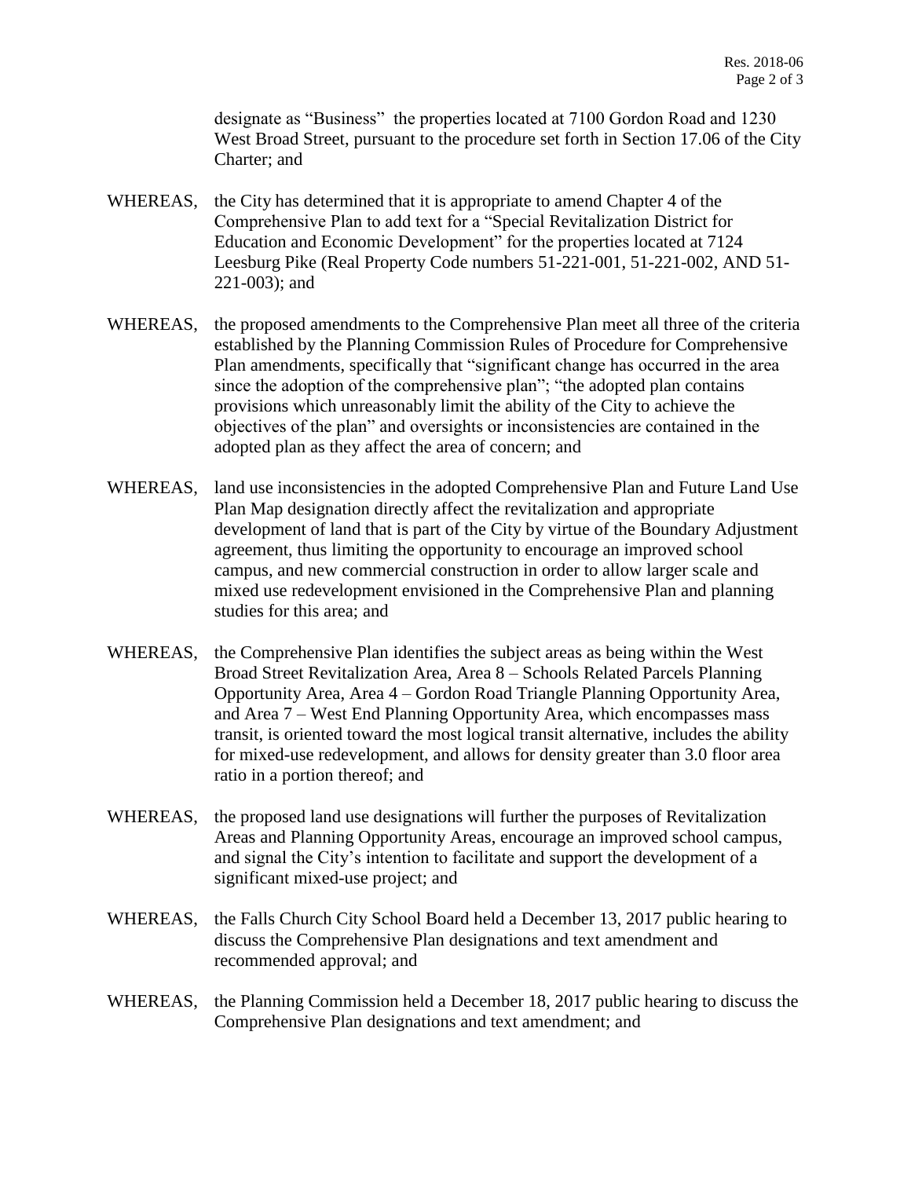designate as "Business" the properties located at 7100 Gordon Road and 1230 West Broad Street, pursuant to the procedure set forth in Section 17.06 of the City Charter; and

WHEREAS, the City has determined that it is appropriate to amend Chapter 4 of the Comprehensive Plan to add text for a "Special Revitalization District for Education and Economic Development" for the properties located at 7124 Leesburg Pike (Real Property Code numbers 51-221-001, 51-221-002, AND 51-221-003); and

WHEREAS, the proposed amendments to the Comprehensive Plan meet all three of the criteria established by the Planning Commission Rules of Procedure for Comprehensive Plan amendments, specifically that "significant change has occurred in the area since the adoption of the comprehensive plan"; "the adopted plan contains provisions which unreasonably limit the ability of the City to achieve the objectives of the plan" and oversights or inconsistencies are contained in the adopted plan as they affect the area of concern; and

WHEREAS, land use inconsistencies in the adopted Comprehensive Plan and Future Land Use Plan Map designation directly affect the revitalization and appropriate development of land that is part of the City by virtue of the Boundary Adjustment agreement, thus limiting the opportunity to encourage an improved school campus, and new commercial construction in order to allow larger scale and mixed use redevelopment envisioned in the Comprehensive Plan and planning studies for this area; and

WHEREAS, the Comprehensive Plan identifies the subject areas as being within the West Broad Street Revitalization Area, Area 8 – Schools Related Parcels Planning Opportunity Area, Area 4 – Gordon Road Triangle Planning Opportunity Area, and Area 7 – West End Planning Opportunity Area, which encompasses mass transit, is oriented toward the most logical transit alternative, includes the ability for mixed-use redevelopment, and allows for density greater than 3.0 floor area ratio in a portion thereof; and

WHEREAS, the proposed land use designations will further the purposes of Revitalization Areas and Planning Opportunity Areas, encourage an improved school campus, and signal the City's intention to facilitate and support the development of a significant mixed-use project; and

WHEREAS, the Falls Church City School Board held a December 13, 2017 public hearing to discuss the Comprehensive Plan designations and text amendment and recommended approval; and

WHEREAS, the Planning Commission held a December 18, 2017 public hearing to discuss the Comprehensive Plan designations and text amendment; and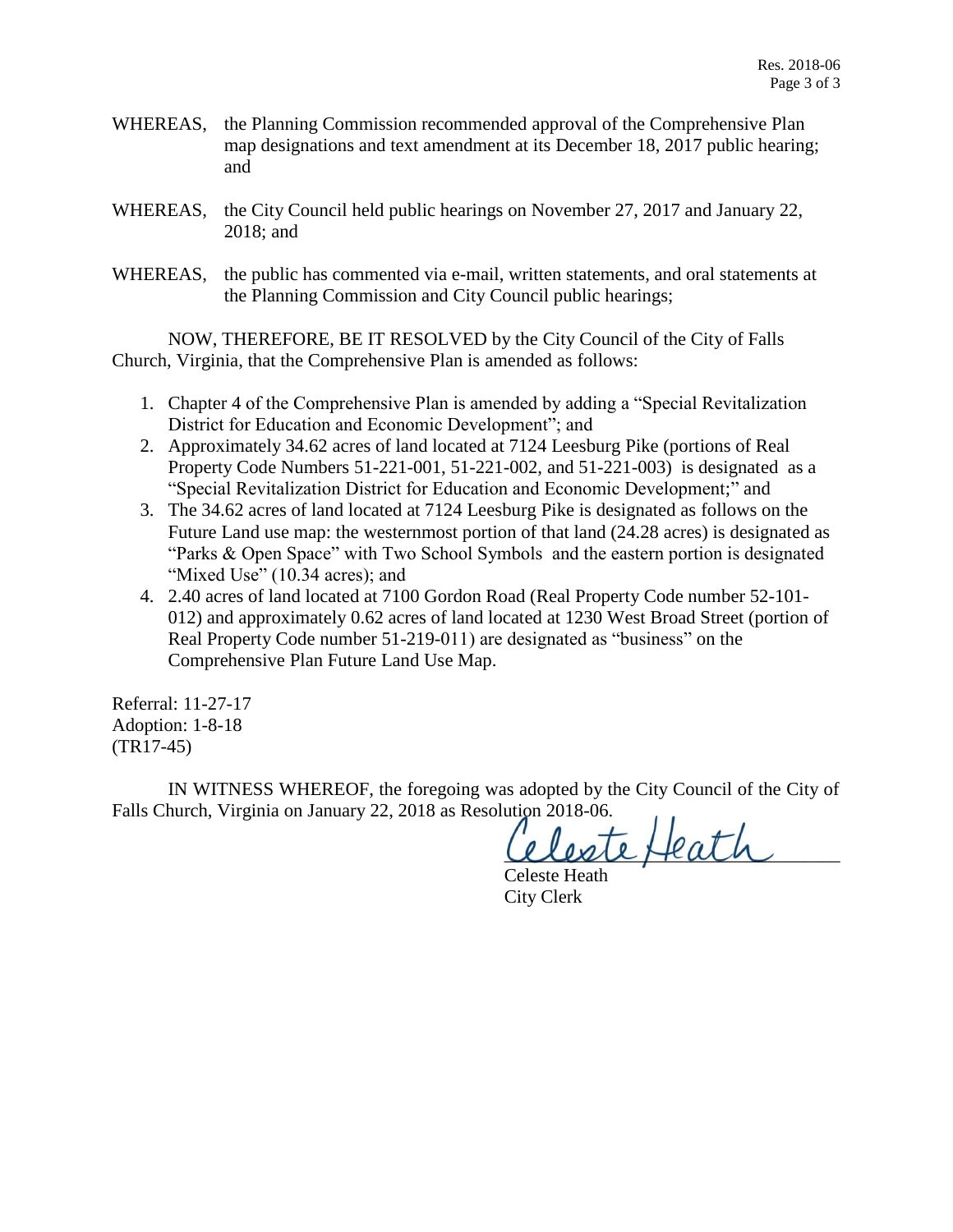WHEREAS, the Planning Commission recommended approval of the Comprehensive Plan map designations and text amendment at its December 18, 2017 public hearing; and

WHEREAS, the City Council held public hearings on November 27, 2017 and January 22, 2018; and

WHEREAS, the public has commented via e-mail, written statements, and oral statements at the Planning Commission and City Council public hearings;

NOW, THEREFORE, BE IT RESOLVED by the City Council of the City of Falls Church, Virginia, that the Comprehensive Plan is amended as follows:

1. Chapter 4 of the Comprehensive Plan is amended by adding a "Special Revitalization District for Education and Economic Development"; and
2. Approximately 34.62 acres of land located at 7124 Leesburg Pike (portions of Real Property Code Numbers 51-221-001, 51-221-002, and 51-221-003) is designated as a "Special Revitalization District for Education and Economic Development;" and
3. The 34.62 acres of land located at 7124 Leesburg Pike is designated as follows on the Future Land use map: the westernmost portion of that land (24.28 acres) is designated as "Parks & Open Space" with Two School Symbols and the eastern portion is designated "Mixed Use" (10.34 acres); and
4. 2.40 acres of land located at 7100 Gordon Road (Real Property Code number 52-101-012) and approximately 0.62 acres of land located at 1230 West Broad Street (portion of Real Property Code number 51-219-011) are designated as "business" on the Comprehensive Plan Future Land Use Map.

Referral: 11-27-17
Adoption: 1-8-18
(TR17-45)

IN WITNESS WHEREOF, the foregoing was adopted by the City Council of the City of Falls Church, Virginia on January 22, 2018 as Resolution 2018-06.

Celeste Heath

Celeste Heath
City Clerk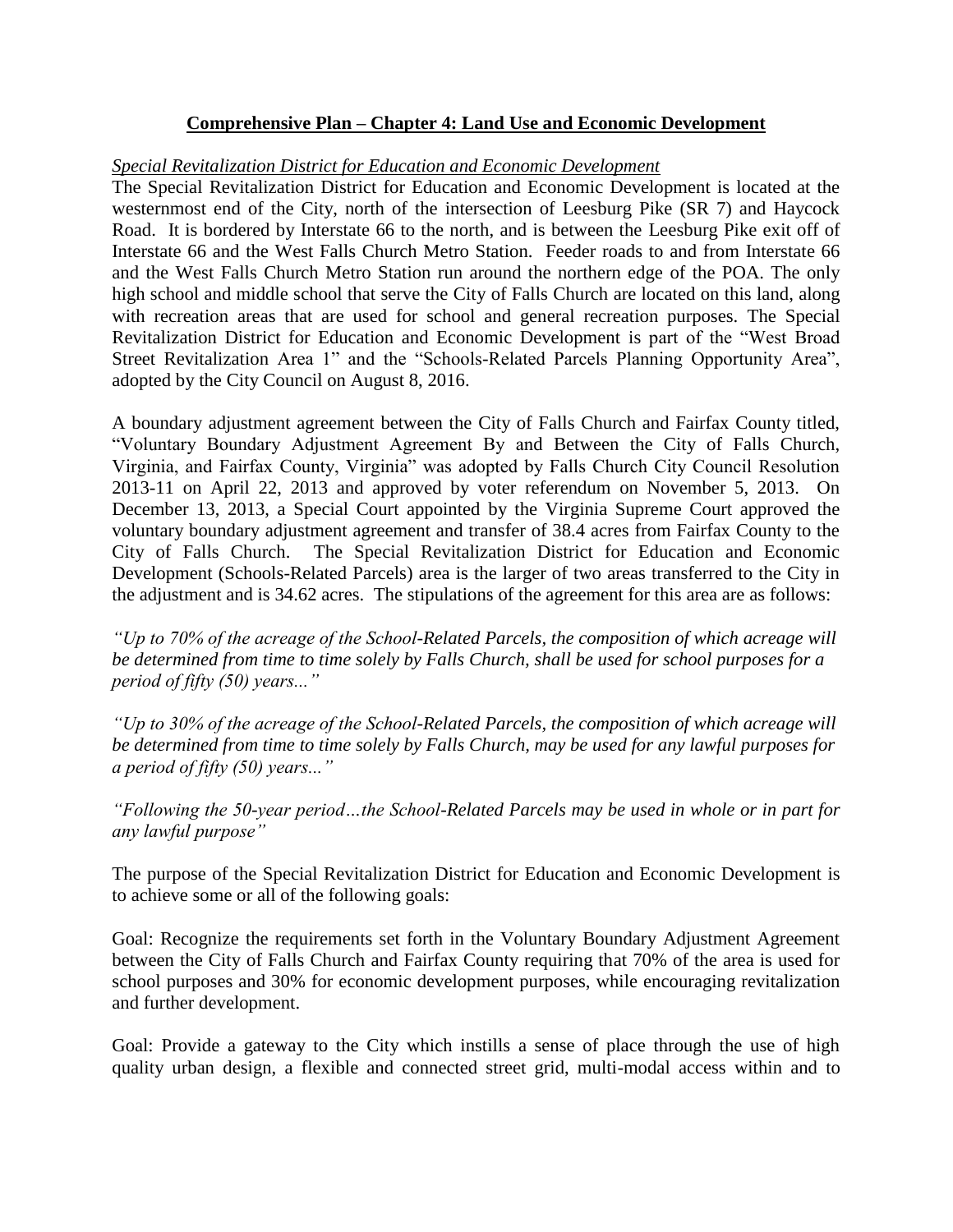## **Comprehensive Plan – Chapter 4: Land Use and Economic Development**

*Special Revitalization District for Education and Economic Development*

The Special Revitalization District for Education and Economic Development is located at the westernmost end of the City, north of the intersection of Leesburg Pike (SR 7) and Haycock Road. It is bordered by Interstate 66 to the north, and is between the Leesburg Pike exit off of Interstate 66 and the West Falls Church Metro Station. Feeder roads to and from Interstate 66 and the West Falls Church Metro Station run around the northern edge of the POA. The only high school and middle school that serve the City of Falls Church are located on this land, along with recreation areas that are used for school and general recreation purposes. The Special Revitalization District for Education and Economic Development is part of the "West Broad Street Revitalization Area 1" and the "Schools-Related Parcels Planning Opportunity Area", adopted by the City Council on August 8, 2016.

A boundary adjustment agreement between the City of Falls Church and Fairfax County titled, "Voluntary Boundary Adjustment Agreement By and Between the City of Falls Church, Virginia, and Fairfax County, Virginia" was adopted by Falls Church City Council Resolution 2013-11 on April 22, 2013 and approved by voter referendum on November 5, 2013. On December 13, 2013, a Special Court appointed by the Virginia Supreme Court approved the voluntary boundary adjustment agreement and transfer of 38.4 acres from Fairfax County to the City of Falls Church. The Special Revitalization District for Education and Economic Development (Schools-Related Parcels) area is the larger of two areas transferred to the City in the adjustment and is 34.62 acres. The stipulations of the agreement for this area are as follows:

*"Up to 70% of the acreage of the School-Related Parcels, the composition of which acreage will be determined from time to time solely by Falls Church, shall be used for school purposes for a period of fifty (50) years..."*

*"Up to 30% of the acreage of the School-Related Parcels, the composition of which acreage will be determined from time to time solely by Falls Church, may be used for any lawful purposes for a period of fifty (50) years..."*

*"Following the 50-year period…the School-Related Parcels may be used in whole or in part for any lawful purpose"*

The purpose of the Special Revitalization District for Education and Economic Development is to achieve some or all of the following goals:

Goal: Recognize the requirements set forth in the Voluntary Boundary Adjustment Agreement between the City of Falls Church and Fairfax County requiring that 70% of the area is used for school purposes and 30% for economic development purposes, while encouraging revitalization and further development.

Goal: Provide a gateway to the City which instills a sense of place through the use of high quality urban design, a flexible and connected street grid, multi-modal access within and to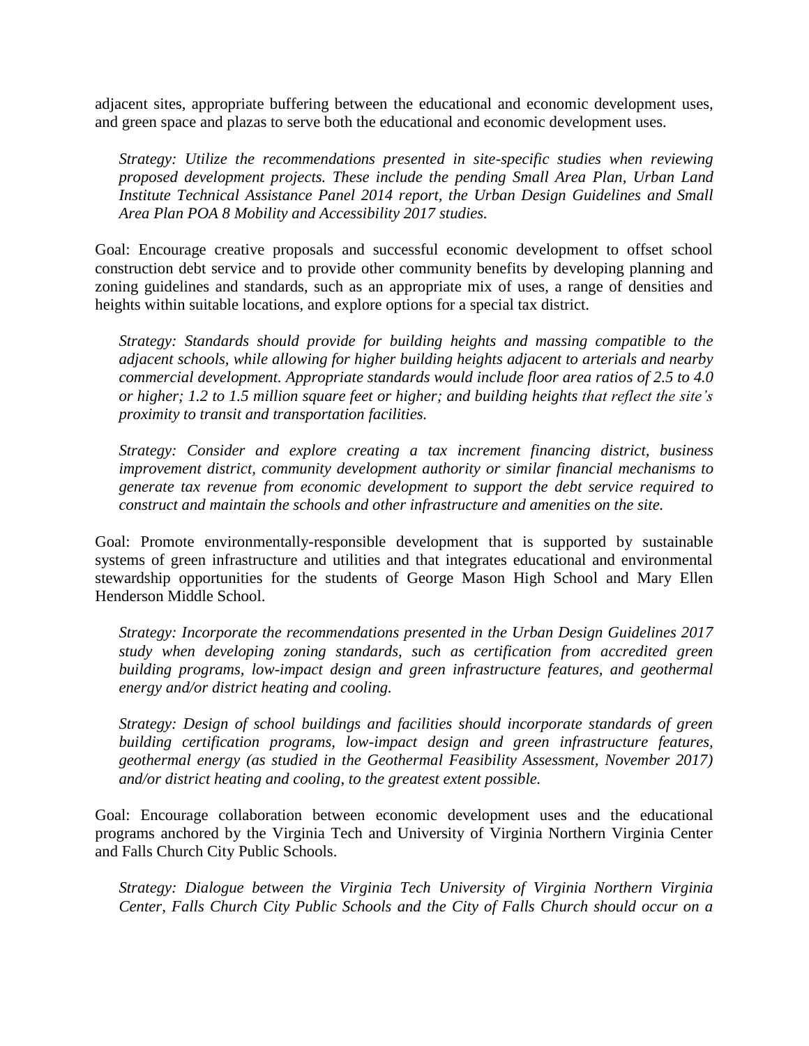adjacent sites, appropriate buffering between the educational and economic development uses, and green space and plazas to serve both the educational and economic development uses.

*Strategy: Utilize the recommendations presented in site-specific studies when reviewing proposed development projects. These include the pending Small Area Plan, Urban Land Institute Technical Assistance Panel 2014 report, the Urban Design Guidelines and Small Area Plan POA 8 Mobility and Accessibility 2017 studies.*

Goal: Encourage creative proposals and successful economic development to offset school construction debt service and to provide other community benefits by developing planning and zoning guidelines and standards, such as an appropriate mix of uses, a range of densities and heights within suitable locations, and explore options for a special tax district.

*Strategy: Standards should provide for building heights and massing compatible to the adjacent schools, while allowing for higher building heights adjacent to arterials and nearby commercial development. Appropriate standards would include floor area ratios of 2.5 to 4.0 or higher; 1.2 to 1.5 million square feet or higher; and building heights that reflect the site's proximity to transit and transportation facilities.*

*Strategy: Consider and explore creating a tax increment financing district, business improvement district, community development authority or similar financial mechanisms to generate tax revenue from economic development to support the debt service required to construct and maintain the schools and other infrastructure and amenities on the site.*

Goal: Promote environmentally-responsible development that is supported by sustainable systems of green infrastructure and utilities and that integrates educational and environmental stewardship opportunities for the students of George Mason High School and Mary Ellen Henderson Middle School.

*Strategy: Incorporate the recommendations presented in the Urban Design Guidelines 2017 study when developing zoning standards, such as certification from accredited green building programs, low-impact design and green infrastructure features, and geothermal energy and/or district heating and cooling.*

*Strategy: Design of school buildings and facilities should incorporate standards of green building certification programs, low-impact design and green infrastructure features, geothermal energy (as studied in the Geothermal Feasibility Assessment, November 2017) and/or district heating and cooling, to the greatest extent possible.*

Goal: Encourage collaboration between economic development uses and the educational programs anchored by the Virginia Tech and University of Virginia Northern Virginia Center and Falls Church City Public Schools.

*Strategy: Dialogue between the Virginia Tech University of Virginia Northern Virginia Center, Falls Church City Public Schools and the City of Falls Church should occur on a*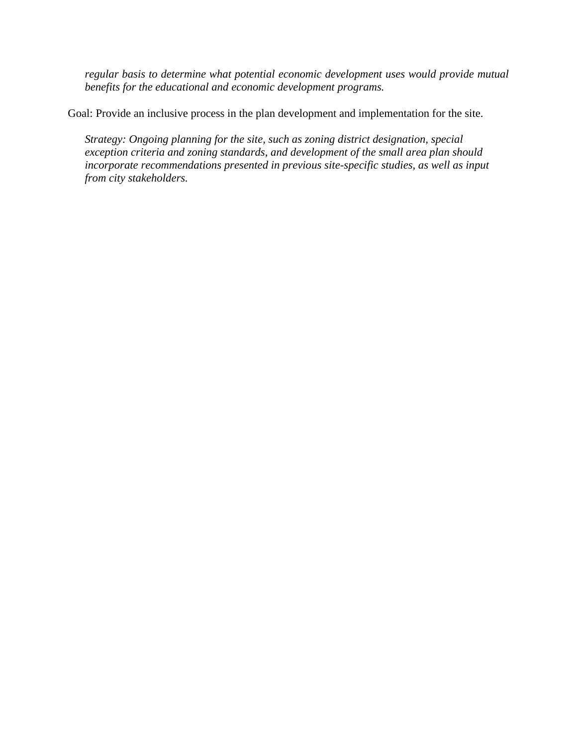*regular basis to determine what potential economic development uses would provide mutual benefits for the educational and economic development programs.*

Goal: Provide an inclusive process in the plan development and implementation for the site.

*Strategy: Ongoing planning for the site, such as zoning district designation, special exception criteria and zoning standards, and development of the small area plan should incorporate recommendations presented in previous site-specific studies, as well as input from city stakeholders.*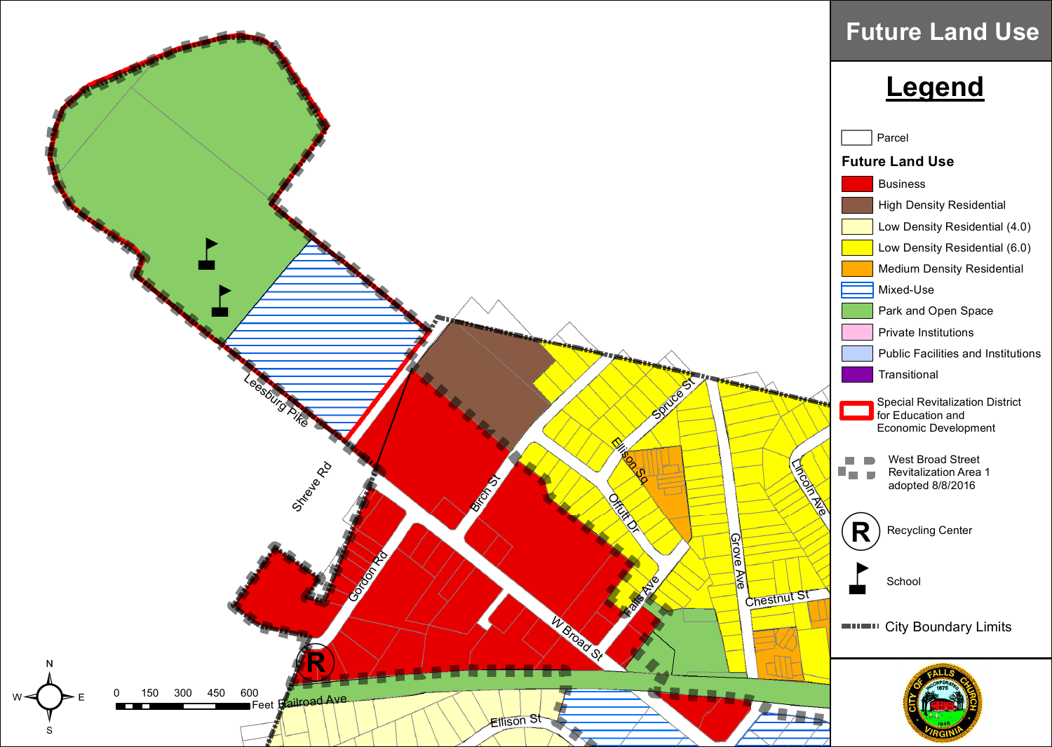# Future Land Use

## Legend

Parcel

**Future Land Use**

- Business
- High Density Residential
- Low Density Residential (4.0)
- Low Density Residential (6.0)
- Medium Density Residential
- Mixed-Use
- Park and Open Space
- Private Institutions
- Public Facilities and Institutions
- Transitional

Special Revitalization District for Education and Economic Development

West Broad Street Revitalization Area 1 adopted 8/8/2016

R Recycling Center

School

City Boundary Limits

Leesburg Pike
Shreve Rd
Gordon Rd
Birch St
W Broad St
Ellison Sq
Spruce St
Offutt Dr
Falls Ave
Grove Ave
Lincoln Ave
Chestnut St
Railroad Ave
Ellison St

0 150 300 450 600 Feet

N S E W